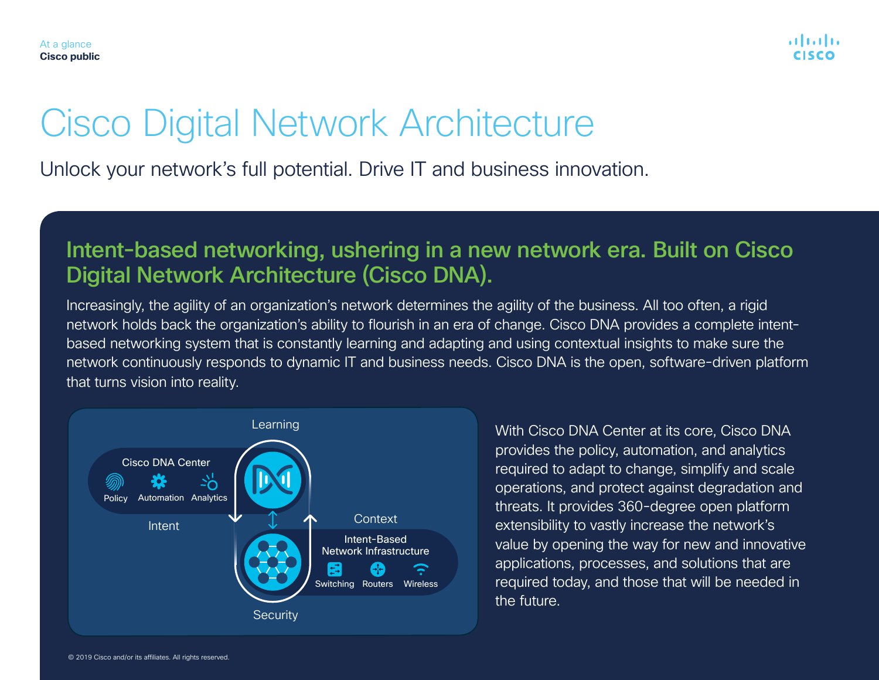At a glance
Cisco public

# Cisco Digital Network Architecture

Unlock your network's full potential. Drive IT and business innovation.

## Intent-based networking, ushering in a new network era. Built on Cisco Digital Network Architecture (Cisco DNA).

Increasingly, the agility of an organization's network determines the agility of the business. All too often, a rigid network holds back the organization's ability to flourish in an era of change. Cisco DNA provides a complete intent-based networking system that is constantly learning and adapting and using contextual insights to make sure the network continuously responds to dynamic IT and business needs. Cisco DNA is the open, software-driven platform that turns vision into reality.

Learning

Cisco DNA Center

Policy  Automation  Analytics

Intent

Context

Intent-Based Network Infrastructure

Switching  Routers  Wireless

Security

With Cisco DNA Center at its core, Cisco DNA provides the policy, automation, and analytics required to adapt to change, simplify and scale operations, and protect against degradation and threats. It provides 360-degree open platform extensibility to vastly increase the network's value by opening the way for new and innovative applications, processes, and solutions that are required today, and those that will be needed in the future.

© 2019 Cisco and/or its affiliates. All rights reserved.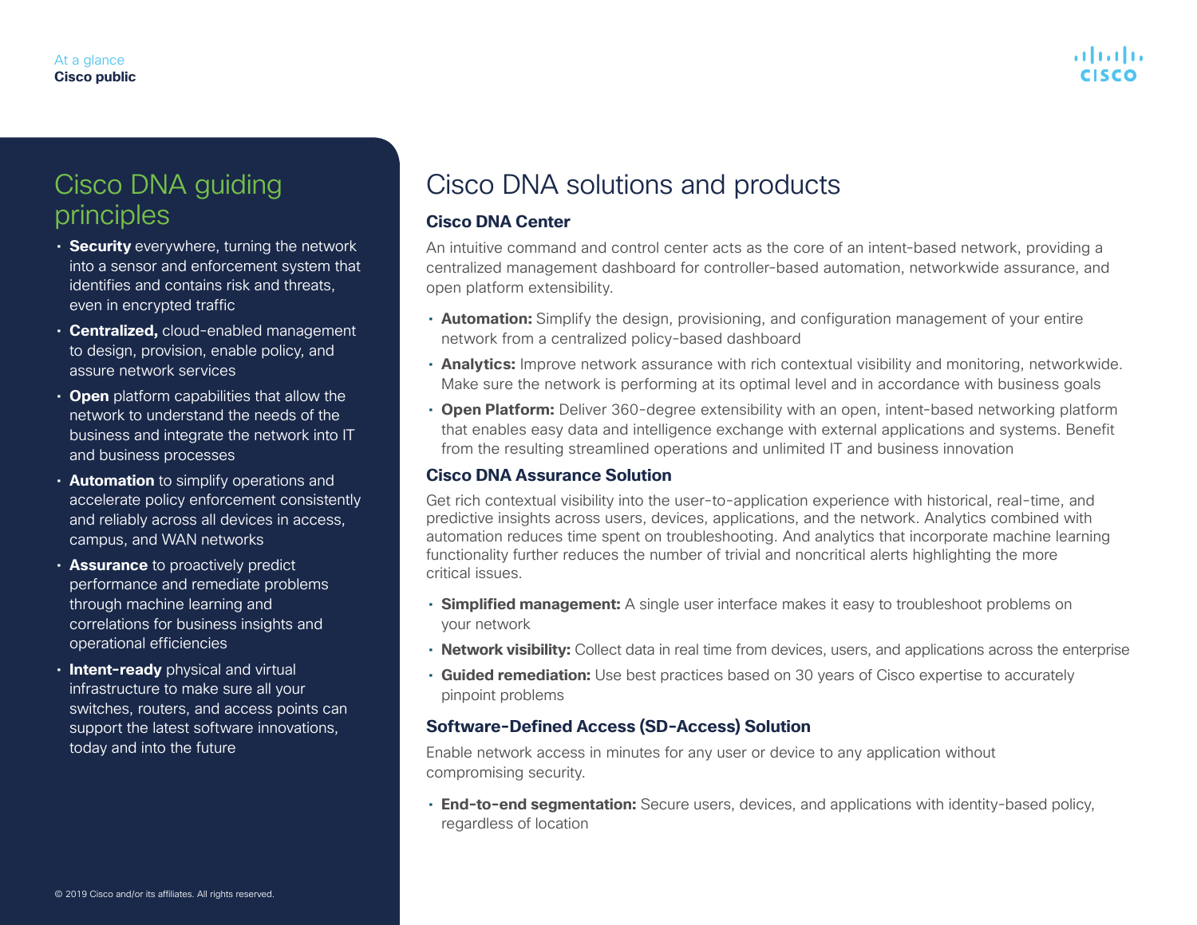## Cisco DNA guiding principles

- **Security** everywhere, turning the network into a sensor and enforcement system that identifies and contains risk and threats, even in encrypted traffic
- **Centralized,** cloud-enabled management to design, provision, enable policy, and assure network services
- **Open** platform capabilities that allow the network to understand the needs of the business and integrate the network into IT and business processes
- **Automation** to simplify operations and accelerate policy enforcement consistently and reliably across all devices in access, campus, and WAN networks
- **Assurance** to proactively predict performance and remediate problems through machine learning and correlations for business insights and operational efficiencies
- **Intent-ready** physical and virtual infrastructure to make sure all your switches, routers, and access points can support the latest software innovations, today and into the future

# Cisco DNA solutions and products

### Cisco DNA Center

An intuitive command and control center acts as the core of an intent-based network, providing a centralized management dashboard for controller-based automation, networkwide assurance, and open platform extensibility.

- **Automation:** Simplify the design, provisioning, and configuration management of your entire network from a centralized policy-based dashboard
- **Analytics:** Improve network assurance with rich contextual visibility and monitoring, networkwide. Make sure the network is performing at its optimal level and in accordance with business goals
- **Open Platform:** Deliver 360-degree extensibility with an open, intent-based networking platform that enables easy data and intelligence exchange with external applications and systems. Benefit from the resulting streamlined operations and unlimited IT and business innovation

### Cisco DNA Assurance Solution

Get rich contextual visibility into the user-to-application experience with historical, real-time, and predictive insights across users, devices, applications, and the network. Analytics combined with automation reduces time spent on troubleshooting. And analytics that incorporate machine learning functionality further reduces the number of trivial and noncritical alerts highlighting the more critical issues.

- **Simplified management:** A single user interface makes it easy to troubleshoot problems on your network
- **Network visibility:** Collect data in real time from devices, users, and applications across the enterprise
- **Guided remediation:** Use best practices based on 30 years of Cisco expertise to accurately pinpoint problems

### Software-Defined Access (SD-Access) Solution

Enable network access in minutes for any user or device to any application without compromising security.

- **End-to-end segmentation:** Secure users, devices, and applications with identity-based policy, regardless of location

© 2019 Cisco and/or its affiliates. All rights reserved.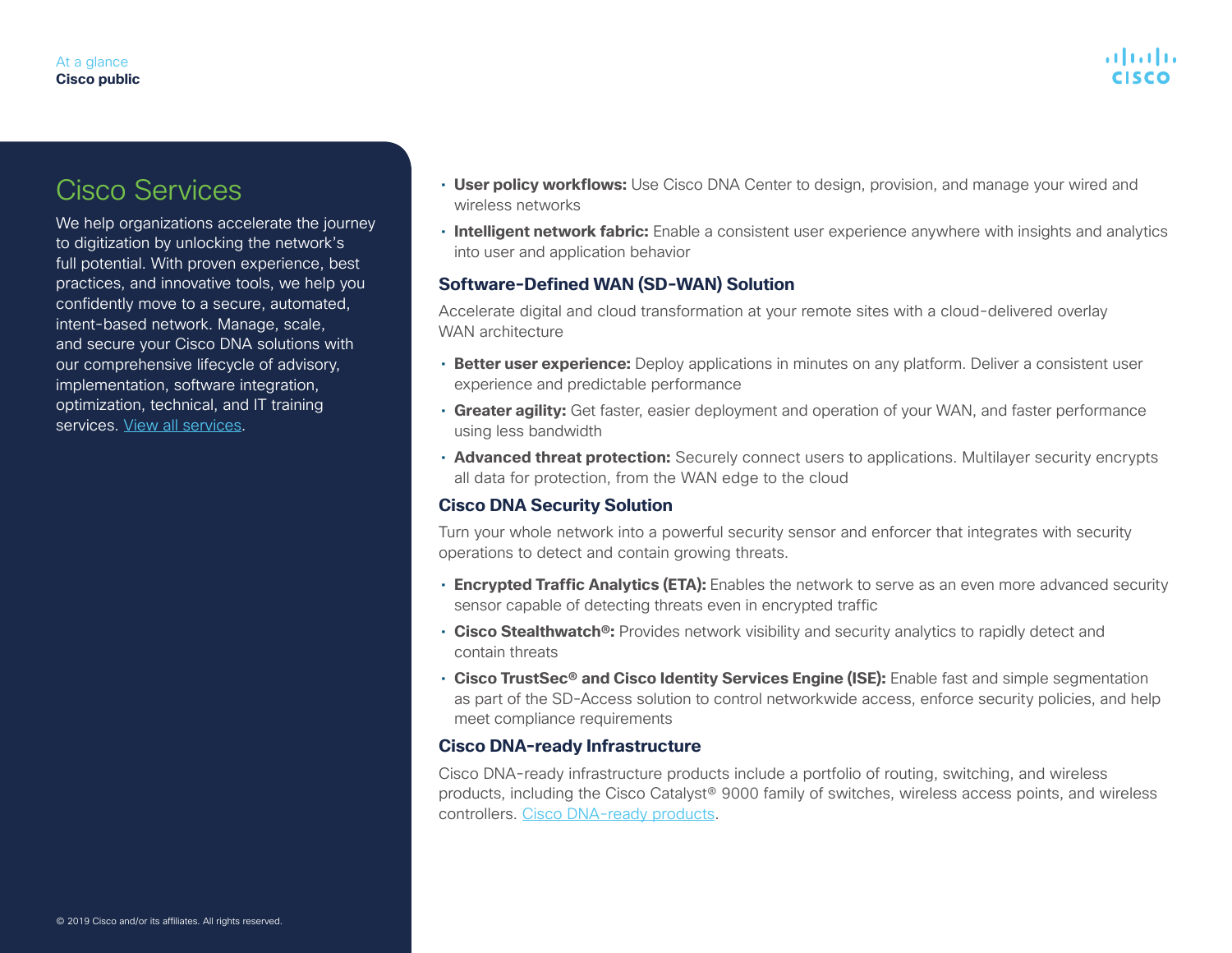## Cisco Services

We help organizations accelerate the journey to digitization by unlocking the network's full potential. With proven experience, best practices, and innovative tools, we help you confidently move to a secure, automated, intent-based network. Manage, scale, and secure your Cisco DNA solutions with our comprehensive lifecycle of advisory, implementation, software integration, optimization, technical, and IT training services. View all services.

- **User policy workflows:** Use Cisco DNA Center to design, provision, and manage your wired and wireless networks
- **Intelligent network fabric:** Enable a consistent user experience anywhere with insights and analytics into user and application behavior

### Software-Defined WAN (SD-WAN) Solution

Accelerate digital and cloud transformation at your remote sites with a cloud-delivered overlay WAN architecture

- **Better user experience:** Deploy applications in minutes on any platform. Deliver a consistent user experience and predictable performance
- **Greater agility:** Get faster, easier deployment and operation of your WAN, and faster performance using less bandwidth
- **Advanced threat protection:** Securely connect users to applications. Multilayer security encrypts all data for protection, from the WAN edge to the cloud

### Cisco DNA Security Solution

Turn your whole network into a powerful security sensor and enforcer that integrates with security operations to detect and contain growing threats.

- **Encrypted Traffic Analytics (ETA):** Enables the network to serve as an even more advanced security sensor capable of detecting threats even in encrypted traffic
- **Cisco Stealthwatch®:** Provides network visibility and security analytics to rapidly detect and contain threats
- **Cisco TrustSec® and Cisco Identity Services Engine (ISE):** Enable fast and simple segmentation as part of the SD-Access solution to control networkwide access, enforce security policies, and help meet compliance requirements

### Cisco DNA-ready Infrastructure

Cisco DNA-ready infrastructure products include a portfolio of routing, switching, and wireless products, including the Cisco Catalyst® 9000 family of switches, wireless access points, and wireless controllers. Cisco DNA-ready products.

© 2019 Cisco and/or its affiliates. All rights reserved.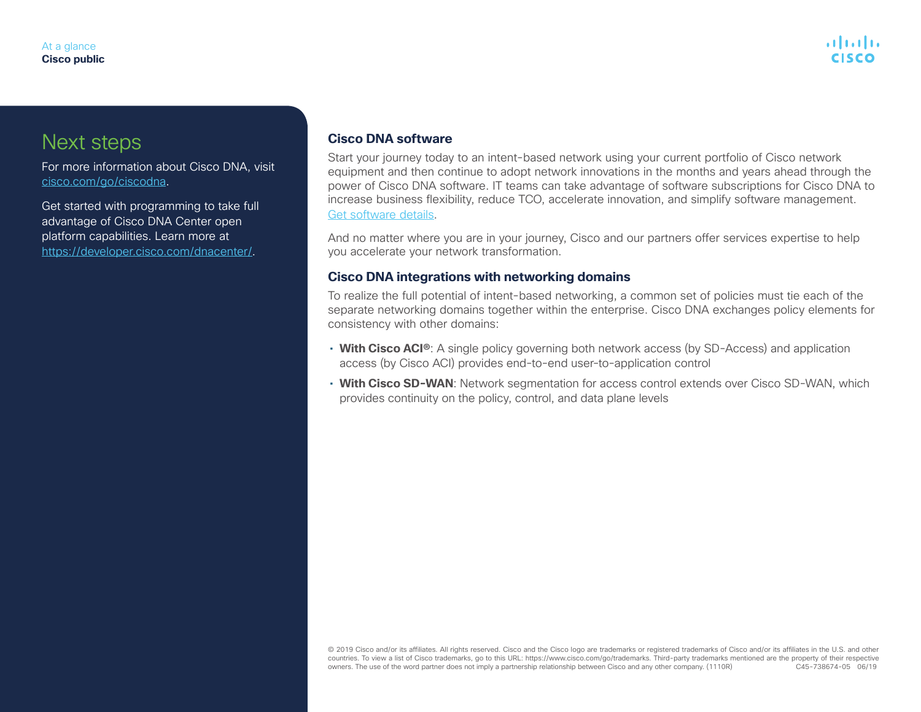## Next steps

For more information about Cisco DNA, visit cisco.com/go/ciscodna.

Get started with programming to take full advantage of Cisco DNA Center open platform capabilities. Learn more at https://developer.cisco.com/dnacenter/.

### Cisco DNA software

Start your journey today to an intent-based network using your current portfolio of Cisco network equipment and then continue to adopt network innovations in the months and years ahead through the power of Cisco DNA software. IT teams can take advantage of software subscriptions for Cisco DNA to increase business flexibility, reduce TCO, accelerate innovation, and simplify software management. Get software details.

And no matter where you are in your journey, Cisco and our partners offer services expertise to help you accelerate your network transformation.

### Cisco DNA integrations with networking domains

To realize the full potential of intent-based networking, a common set of policies must tie each of the separate networking domains together within the enterprise. Cisco DNA exchanges policy elements for consistency with other domains:

- **With Cisco ACI®**: A single policy governing both network access (by SD-Access) and application access (by Cisco ACI) provides end-to-end user-to-application control
- **With Cisco SD-WAN**: Network segmentation for access control extends over Cisco SD-WAN, which provides continuity on the policy, control, and data plane levels

© 2019 Cisco and/or its affiliates. All rights reserved. Cisco and the Cisco logo are trademarks or registered trademarks of Cisco and/or its affiliates in the U.S. and other countries. To view a list of Cisco trademarks, go to this URL: https://www.cisco.com/go/trademarks. Third-party trademarks mentioned are the property of their respective owners. The use of the word partner does not imply a partnership relationship between Cisco and any other company. (1110R) C45-738674-05 06/19